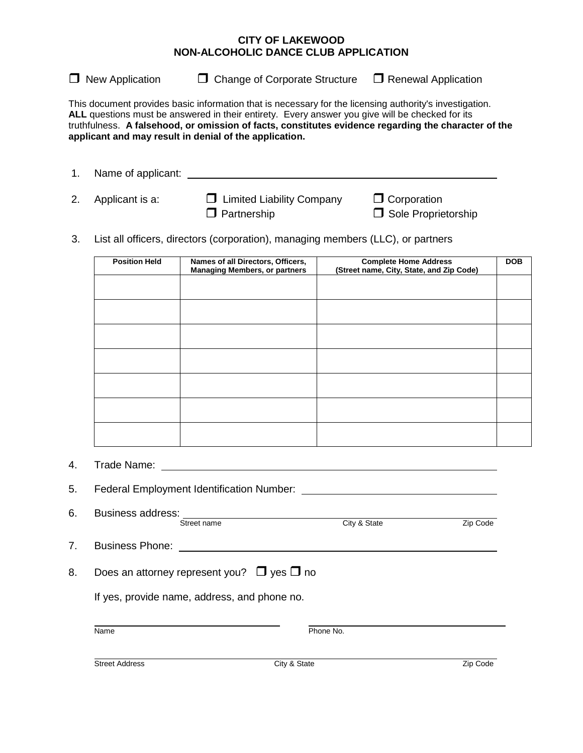# CITY OF LAKEWOOD
## NON-ALCOHOLIC DANCE CLUB APPLICATION

☐ New Application ☐ Change of Corporate Structure ☐ Renewal Application

This document provides basic information that is necessary for the licensing authority's investigation. **ALL** questions must be answered in their entirety. Every answer you give will be checked for its truthfulness. **A falsehood, or omission of facts, constitutes evidence regarding the character of the applicant and may result in denial of the application.**

1. Name of applicant: ______________________________________________

2. Applicant is a: ☐ Limited Liability Company ☐ Corporation ☐ Partnership ☐ Sole Proprietorship

3. List all officers, directors (corporation), managing members (LLC), or partners

| Position Held | Names of all Directors, Officers, Managing Members, or partners | Complete Home Address (Street name, City, State, and Zip Code) | DOB |
|---|---|---|---|
| | | | |
| | | | |
| | | | |
| | | | |
| | | | |
| | | | |
| | | | |

4. Trade Name: ______________________________________________

5. Federal Employment Identification Number: ______________________________

6. Business address: ______________________________________________
   Street name  City & State  Zip Code

7. Business Phone: ______________________________________________

8. Does an attorney represent you? ☐ yes ☐ no

   If yes, provide name, address, and phone no.

   ______________________________ ______________________________
   Name  Phone No.

   ______________________________________________
   Street Address  City & State  Zip Code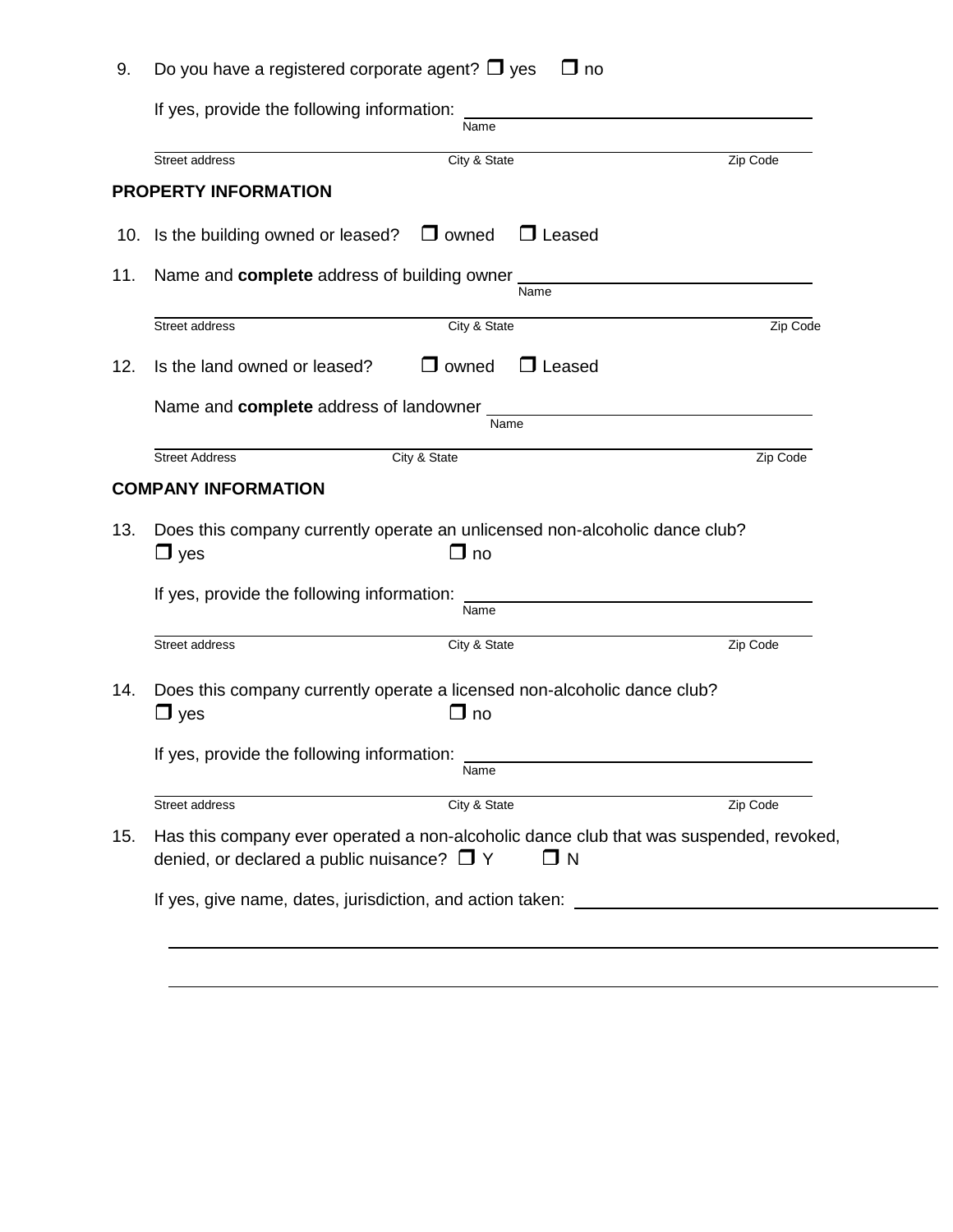9. Do you have a registered corporate agent? ☐ yes ☐ no

   If yes, provide the following information: \_\_\_\_\_\_\_\_\_\_\_\_\_\_\_\_\_\_\_\_\_\_\_\_\_\_\_\_\_\_
   Name

   \_\_\_\_\_\_\_\_\_\_\_\_\_\_\_\_\_\_\_\_\_\_\_\_\_\_\_\_\_\_\_\_\_\_\_\_\_\_\_\_\_\_\_\_\_\_\_\_\_\_\_\_\_\_\_\_
   Street address City & State Zip Code

## PROPERTY INFORMATION

10. Is the building owned or leased? ☐ owned ☐ Leased

11. Name and **complete** address of building owner \_\_\_\_\_\_\_\_\_\_\_\_\_\_\_\_\_\_\_\_\_\_\_\_\_\_\_\_\_\_
    Name

    \_\_\_\_\_\_\_\_\_\_\_\_\_\_\_\_\_\_\_\_\_\_\_\_\_\_\_\_\_\_\_\_\_\_\_\_\_\_\_\_\_\_\_\_\_\_\_\_\_\_\_\_\_\_\_\_
    Street address City & State Zip Code

12. Is the land owned or leased? ☐ owned ☐ Leased

    Name and **complete** address of landowner \_\_\_\_\_\_\_\_\_\_\_\_\_\_\_\_\_\_\_\_\_\_\_\_\_\_\_\_\_\_
    Name

    \_\_\_\_\_\_\_\_\_\_\_\_\_\_\_\_\_\_\_\_\_\_\_\_\_\_\_\_\_\_\_\_\_\_\_\_\_\_\_\_\_\_\_\_\_\_\_\_\_\_\_\_\_\_\_\_
    Street Address City & State Zip Code

## COMPANY INFORMATION

13. Does this company currently operate an unlicensed non-alcoholic dance club?
    ☐ yes ☐ no

    If yes, provide the following information: \_\_\_\_\_\_\_\_\_\_\_\_\_\_\_\_\_\_\_\_\_\_\_\_\_\_\_\_\_\_
    Name

    \_\_\_\_\_\_\_\_\_\_\_\_\_\_\_\_\_\_\_\_\_\_\_\_\_\_\_\_\_\_\_\_\_\_\_\_\_\_\_\_\_\_\_\_\_\_\_\_\_\_\_\_\_\_\_\_
    Street address City & State Zip Code

14. Does this company currently operate a licensed non-alcoholic dance club?
    ☐ yes ☐ no

    If yes, provide the following information: \_\_\_\_\_\_\_\_\_\_\_\_\_\_\_\_\_\_\_\_\_\_\_\_\_\_\_\_\_\_
    Name

    \_\_\_\_\_\_\_\_\_\_\_\_\_\_\_\_\_\_\_\_\_\_\_\_\_\_\_\_\_\_\_\_\_\_\_\_\_\_\_\_\_\_\_\_\_\_\_\_\_\_\_\_\_\_\_\_
    Street address City & State Zip Code

15. Has this company ever operated a non-alcoholic dance club that was suspended, revoked, denied, or declared a public nuisance? ☐ Y ☐ N

    If yes, give name, dates, jurisdiction, and action taken: \_\_\_\_\_\_\_\_\_\_\_\_\_\_\_\_\_\_\_\_\_\_\_\_\_\_\_\_\_\_

    \_\_\_\_\_\_\_\_\_\_\_\_\_\_\_\_\_\_\_\_\_\_\_\_\_\_\_\_\_\_\_\_\_\_\_\_\_\_\_\_\_\_\_\_\_\_\_\_\_\_\_\_\_\_\_\_

    \_\_\_\_\_\_\_\_\_\_\_\_\_\_\_\_\_\_\_\_\_\_\_\_\_\_\_\_\_\_\_\_\_\_\_\_\_\_\_\_\_\_\_\_\_\_\_\_\_\_\_\_\_\_\_\_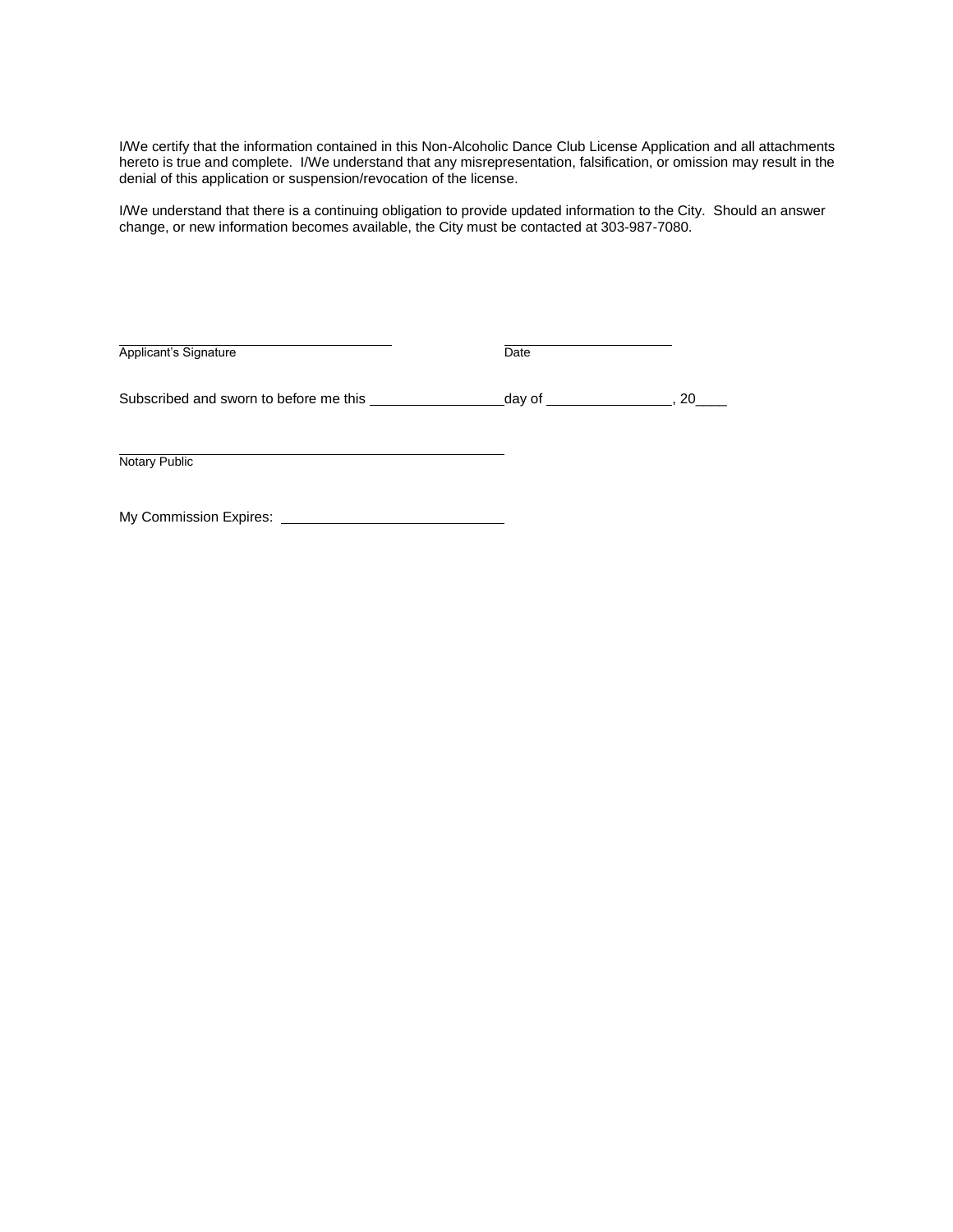I/We certify that the information contained in this Non-Alcoholic Dance Club License Application and all attachments hereto is true and complete. I/We understand that any misrepresentation, falsification, or omission may result in the denial of this application or suspension/revocation of the license.

I/We understand that there is a continuing obligation to provide updated information to the City. Should an answer change, or new information becomes available, the City must be contacted at 303-987-7080.

\_\_\_\_\_\_\_\_\_\_\_\_\_\_\_\_\_\_\_\_\_\_\_\_\_\_\_\_\_\_\_\_\_\_\_\_ \_\_\_\_\_\_\_\_\_\_\_\_\_\_\_\_\_\_\_\_\_\_
Applicant's Signature Date

Subscribed and sworn to before me this \_\_\_\_\_\_\_\_\_\_\_\_\_\_\_\_\_\_ day of \_\_\_\_\_\_\_\_\_\_\_\_\_\_\_\_\_, 20\_\_\_\_

\_\_\_\_\_\_\_\_\_\_\_\_\_\_\_\_\_\_\_\_\_\_\_\_\_\_\_\_\_\_\_\_\_\_\_\_\_\_\_\_\_\_\_\_\_\_\_\_\_\_
Notary Public

My Commission Expires: \_\_\_\_\_\_\_\_\_\_\_\_\_\_\_\_\_\_\_\_\_\_\_\_\_\_\_\_\_\_